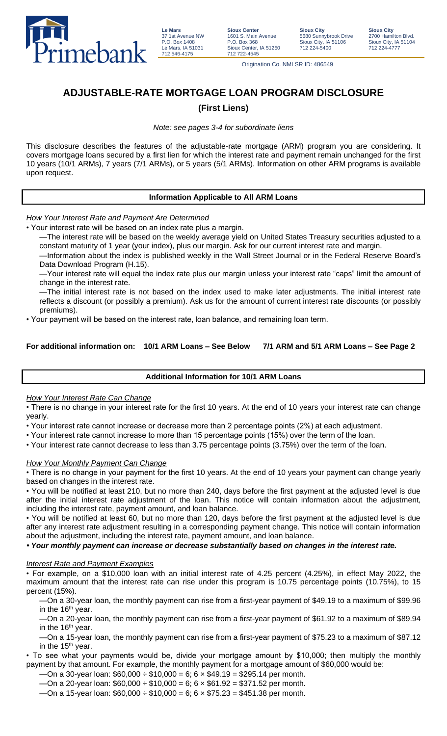Primebank

**Le Mars**
37 1st Avenue NW
P.O. Box 1408
Le Mars, IA 51031
712 546-4175

**Sioux Center**
1601 S. Main Avenue
P.O. Box 368
Sioux Center, IA 51250
712 722-4545

**Sioux City**
5680 Sunnybrook Drive
Sioux City, IA 51106
712 224-5400

**Sioux City**
2700 Hamilton Blvd.
Sioux City, IA 51104
712 224-4777

Origination Co. NMLSR ID: 486549

# ADJUSTABLE-RATE MORTGAGE LOAN PROGRAM DISCLOSURE

## (First Liens)

*Note: see pages 3-4 for subordinate liens*

This disclosure describes the features of the adjustable-rate mortgage (ARM) program you are considering. It covers mortgage loans secured by a first lien for which the interest rate and payment remain unchanged for the first 10 years (10/1 ARMs), 7 years (7/1 ARMs), or 5 years (5/1 ARMs). Information on other ARM programs is available upon request.

### Information Applicable to All ARM Loans

*How Your Interest Rate and Payment Are Determined*

- Your interest rate will be based on an index rate plus a margin.
  - —The interest rate will be based on the weekly average yield on United States Treasury securities adjusted to a constant maturity of 1 year (your index), plus our margin. Ask for our current interest rate and margin.
  - —Information about the index is published weekly in the Wall Street Journal or in the Federal Reserve Board's Data Download Program (H.15).
  - —Your interest rate will equal the index rate plus our margin unless your interest rate "caps" limit the amount of change in the interest rate.
  - —The initial interest rate is not based on the index used to make later adjustments. The initial interest rate reflects a discount (or possibly a premium). Ask us for the amount of current interest rate discounts (or possibly premiums).
- Your payment will be based on the interest rate, loan balance, and remaining loan term.

**For additional information on: 10/1 ARM Loans – See Below 7/1 ARM and 5/1 ARM Loans – See Page 2**

### Additional Information for 10/1 ARM Loans

*How Your Interest Rate Can Change*

- There is no change in your interest rate for the first 10 years. At the end of 10 years your interest rate can change yearly.
- Your interest rate cannot increase or decrease more than 2 percentage points (2%) at each adjustment.
- Your interest rate cannot increase to more than 15 percentage points (15%) over the term of the loan.
- Your interest rate cannot decrease to less than 3.75 percentage points (3.75%) over the term of the loan.

*How Your Monthly Payment Can Change*

- There is no change in your payment for the first 10 years. At the end of 10 years your payment can change yearly based on changes in the interest rate.
- You will be notified at least 210, but no more than 240, days before the first payment at the adjusted level is due after the initial interest rate adjustment of the loan. This notice will contain information about the adjustment, including the interest rate, payment amount, and loan balance.
- You will be notified at least 60, but no more than 120, days before the first payment at the adjusted level is due after any interest rate adjustment resulting in a corresponding payment change. This notice will contain information about the adjustment, including the interest rate, payment amount, and loan balance.
- ***Your monthly payment can increase or decrease substantially based on changes in the interest rate.***

*Interest Rate and Payment Examples*

- For example, on a $10,000 loan with an initial interest rate of 4.25 percent (4.25%), in effect May 2022, the maximum amount that the interest rate can rise under this program is 10.75 percentage points (10.75%), to 15 percent (15%).
  - —On a 30-year loan, the monthly payment can rise from a first-year payment of $49.19 to a maximum of $99.96 in the 16th year.
  - —On a 20-year loan, the monthly payment can rise from a first-year payment of $61.92 to a maximum of $89.94 in the 16th year.
  - —On a 15-year loan, the monthly payment can rise from a first-year payment of $75.23 to a maximum of $87.12 in the 15th year.
- To see what your payments would be, divide your mortgage amount by $10,000; then multiply the monthly payment by that amount. For example, the monthly payment for a mortgage amount of $60,000 would be:
  - —On a 30-year loan: $60,000 ÷ $10,000 = 6; 6 × $49.19 = $295.14 per month.
  - —On a 20-year loan: $60,000 ÷ $10,000 = 6; 6 × $61.92 = $371.52 per month.
  - —On a 15-year loan: $60,000 ÷ $10,000 = 6; 6 × $75.23 = $451.38 per month.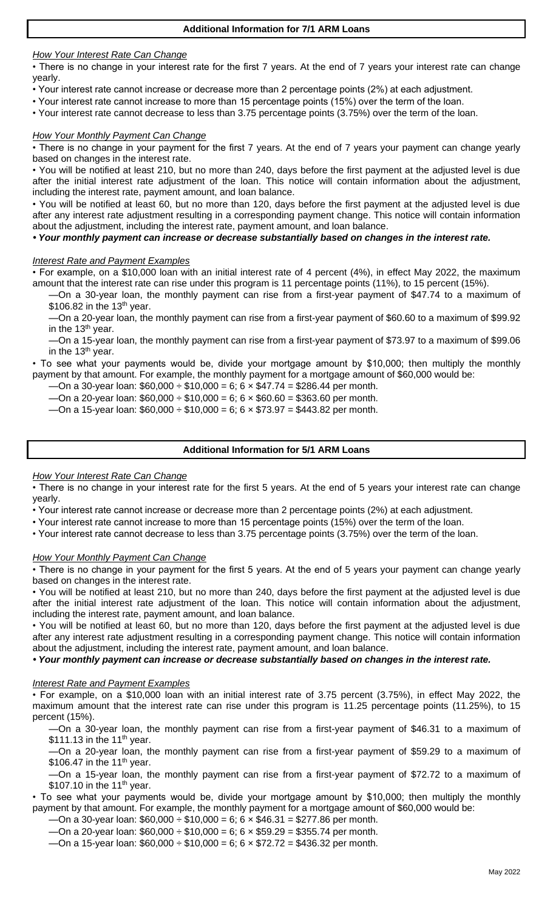## Additional Information for 7/1 ARM Loans

*How Your Interest Rate Can Change*

- There is no change in your interest rate for the first 7 years. At the end of 7 years your interest rate can change yearly.
- Your interest rate cannot increase or decrease more than 2 percentage points (2%) at each adjustment.
- Your interest rate cannot increase to more than 15 percentage points (15%) over the term of the loan.
- Your interest rate cannot decrease to less than 3.75 percentage points (3.75%) over the term of the loan.

*How Your Monthly Payment Can Change*

- There is no change in your payment for the first 7 years. At the end of 7 years your payment can change yearly based on changes in the interest rate.
- You will be notified at least 210, but no more than 240, days before the first payment at the adjusted level is due after the initial interest rate adjustment of the loan. This notice will contain information about the adjustment, including the interest rate, payment amount, and loan balance.
- You will be notified at least 60, but no more than 120, days before the first payment at the adjusted level is due after any interest rate adjustment resulting in a corresponding payment change. This notice will contain information about the adjustment, including the interest rate, payment amount, and loan balance.
- ***Your monthly payment can increase or decrease substantially based on changes in the interest rate.***

*Interest Rate and Payment Examples*

- For example, on a $10,000 loan with an initial interest rate of 4 percent (4%), in effect May 2022, the maximum amount that the interest rate can rise under this program is 11 percentage points (11%), to 15 percent (15%).
  - —On a 30-year loan, the monthly payment can rise from a first-year payment of $47.74 to a maximum of $106.82 in the 13th year.
  - —On a 20-year loan, the monthly payment can rise from a first-year payment of $60.60 to a maximum of $99.92 in the 13th year.
  - —On a 15-year loan, the monthly payment can rise from a first-year payment of $73.97 to a maximum of $99.06 in the 13th year.
- To see what your payments would be, divide your mortgage amount by $10,000; then multiply the monthly payment by that amount. For example, the monthly payment for a mortgage amount of $60,000 would be:
  - —On a 30-year loan: $60,000 ÷ $10,000 = 6; 6 × $47.74 = $286.44 per month.
  - —On a 20-year loan: $60,000 ÷ $10,000 = 6; 6 × $60.60 = $363.60 per month.
  - —On a 15-year loan: $60,000 ÷ $10,000 = 6; 6 × $73.97 = $443.82 per month.

## Additional Information for 5/1 ARM Loans

*How Your Interest Rate Can Change*

- There is no change in your interest rate for the first 5 years. At the end of 5 years your interest rate can change yearly.
- Your interest rate cannot increase or decrease more than 2 percentage points (2%) at each adjustment.
- Your interest rate cannot increase to more than 15 percentage points (15%) over the term of the loan.
- Your interest rate cannot decrease to less than 3.75 percentage points (3.75%) over the term of the loan.

*How Your Monthly Payment Can Change*

- There is no change in your payment for the first 5 years. At the end of 5 years your payment can change yearly based on changes in the interest rate.
- You will be notified at least 210, but no more than 240, days before the first payment at the adjusted level is due after the initial interest rate adjustment of the loan. This notice will contain information about the adjustment, including the interest rate, payment amount, and loan balance.
- You will be notified at least 60, but no more than 120, days before the first payment at the adjusted level is due after any interest rate adjustment resulting in a corresponding payment change. This notice will contain information about the adjustment, including the interest rate, payment amount, and loan balance.
- ***Your monthly payment can increase or decrease substantially based on changes in the interest rate.***

*Interest Rate and Payment Examples*

- For example, on a $10,000 loan with an initial interest rate of 3.75 percent (3.75%), in effect May 2022, the maximum amount that the interest rate can rise under this program is 11.25 percentage points (11.25%), to 15 percent (15%).
  - —On a 30-year loan, the monthly payment can rise from a first-year payment of $46.31 to a maximum of $111.13 in the 11th year.
  - —On a 20-year loan, the monthly payment can rise from a first-year payment of $59.29 to a maximum of $106.47 in the 11th year.
  - —On a 15-year loan, the monthly payment can rise from a first-year payment of $72.72 to a maximum of $107.10 in the 11th year.
- To see what your payments would be, divide your mortgage amount by $10,000; then multiply the monthly payment by that amount. For example, the monthly payment for a mortgage amount of $60,000 would be:
  - —On a 30-year loan: $60,000 ÷ $10,000 = 6; 6 × $46.31 = $277.86 per month.
  - —On a 20-year loan: $60,000 ÷ $10,000 = 6; 6 × $59.29 = $355.74 per month.
  - —On a 15-year loan: $60,000 ÷ $10,000 = 6; 6 × $72.72 = $436.32 per month.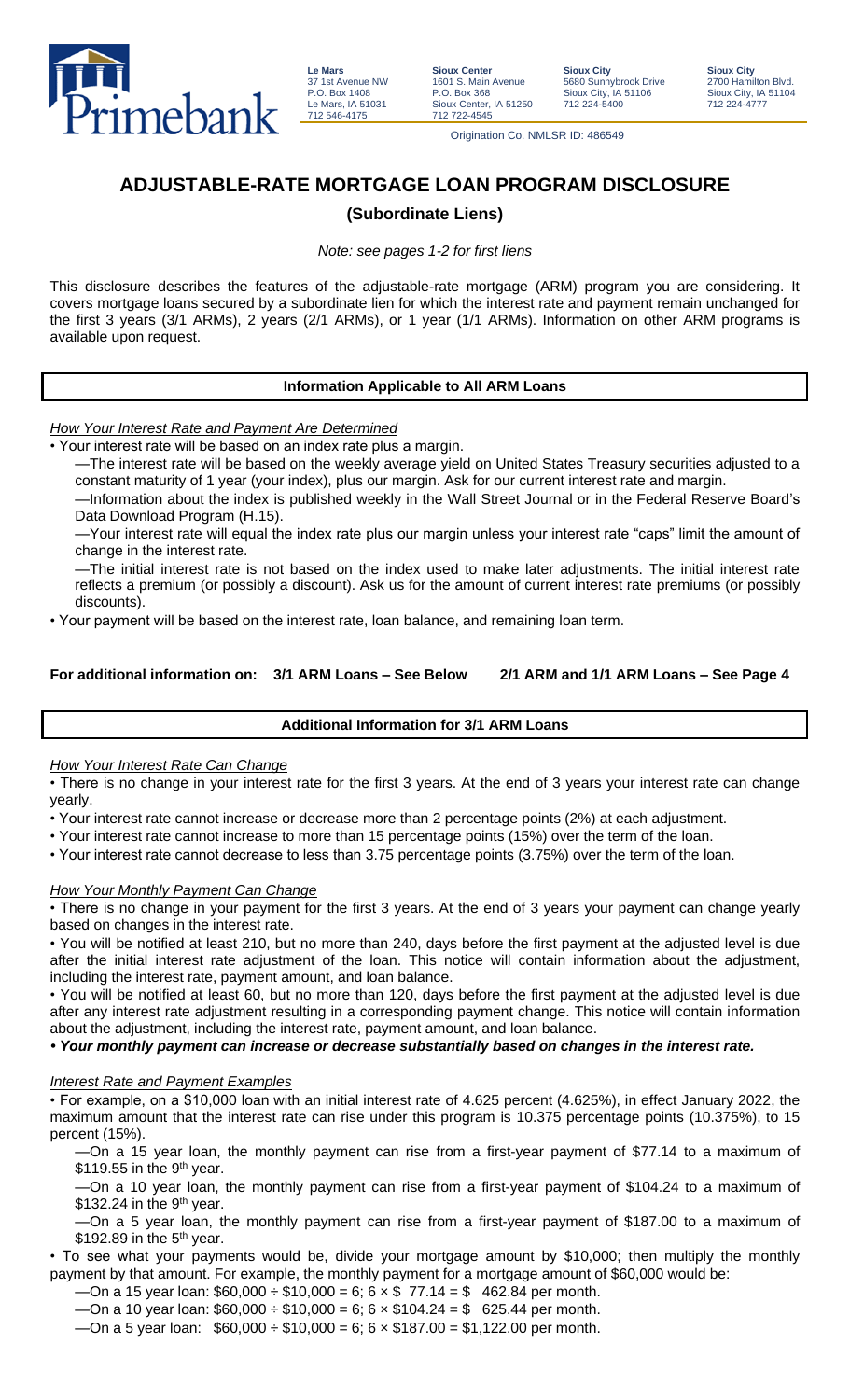Primebank

**Le Mars**
37 1st Avenue NW
P.O. Box 1408
Le Mars, IA 51031
712 546-4175

**Sioux Center**
1601 S. Main Avenue
P.O. Box 368
Sioux Center, IA 51250
712 722-4545

**Sioux City**
5680 Sunnybrook Drive
Sioux City, IA 51106
712 224-5400

**Sioux City**
2700 Hamilton Blvd.
Sioux City, IA 51104
712 224-4777

Origination Co. NMLSR ID: 486549

# ADJUSTABLE-RATE MORTGAGE LOAN PROGRAM DISCLOSURE

## (Subordinate Liens)

*Note: see pages 1-2 for first liens*

This disclosure describes the features of the adjustable-rate mortgage (ARM) program you are considering. It covers mortgage loans secured by a subordinate lien for which the interest rate and payment remain unchanged for the first 3 years (3/1 ARMs), 2 years (2/1 ARMs), or 1 year (1/1 ARMs). Information on other ARM programs is available upon request.

### Information Applicable to All ARM Loans

*How Your Interest Rate and Payment Are Determined*

- Your interest rate will be based on an index rate plus a margin.
  - —The interest rate will be based on the weekly average yield on United States Treasury securities adjusted to a constant maturity of 1 year (your index), plus our margin. Ask for our current interest rate and margin.
  - —Information about the index is published weekly in the Wall Street Journal or in the Federal Reserve Board's Data Download Program (H.15).
  - —Your interest rate will equal the index rate plus our margin unless your interest rate "caps" limit the amount of change in the interest rate.
  - —The initial interest rate is not based on the index used to make later adjustments. The initial interest rate reflects a premium (or possibly a discount). Ask us for the amount of current interest rate premiums (or possibly discounts).
- Your payment will be based on the interest rate, loan balance, and remaining loan term.

**For additional information on: 3/1 ARM Loans – See Below 2/1 ARM and 1/1 ARM Loans – See Page 4**

### Additional Information for 3/1 ARM Loans

*How Your Interest Rate Can Change*

- There is no change in your interest rate for the first 3 years. At the end of 3 years your interest rate can change yearly.
- Your interest rate cannot increase or decrease more than 2 percentage points (2%) at each adjustment.
- Your interest rate cannot increase to more than 15 percentage points (15%) over the term of the loan.
- Your interest rate cannot decrease to less than 3.75 percentage points (3.75%) over the term of the loan.

*How Your Monthly Payment Can Change*

- There is no change in your payment for the first 3 years. At the end of 3 years your payment can change yearly based on changes in the interest rate.
- You will be notified at least 210, but no more than 240, days before the first payment at the adjusted level is due after the initial interest rate adjustment of the loan. This notice will contain information about the adjustment, including the interest rate, payment amount, and loan balance.
- You will be notified at least 60, but no more than 120, days before the first payment at the adjusted level is due after any interest rate adjustment resulting in a corresponding payment change. This notice will contain information about the adjustment, including the interest rate, payment amount, and loan balance.
- ***Your monthly payment can increase or decrease substantially based on changes in the interest rate.***

*Interest Rate and Payment Examples*

- For example, on a $10,000 loan with an initial interest rate of 4.625 percent (4.625%), in effect January 2022, the maximum amount that the interest rate can rise under this program is 10.375 percentage points (10.375%), to 15 percent (15%).
  - —On a 15 year loan, the monthly payment can rise from a first-year payment of $77.14 to a maximum of $119.55 in the 9th year.
  - —On a 10 year loan, the monthly payment can rise from a first-year payment of $104.24 to a maximum of $132.24 in the 9th year.
  - —On a 5 year loan, the monthly payment can rise from a first-year payment of $187.00 to a maximum of $192.89 in the 5th year.
- To see what your payments would be, divide your mortgage amount by $10,000; then multiply the monthly payment by that amount. For example, the monthly payment for a mortgage amount of $60,000 would be:
  - —On a 15 year loan: $60,000 ÷ $10,000 = 6; 6 × $ 77.14 = $ 462.84 per month.
  - —On a 10 year loan: $60,000 ÷ $10,000 = 6; 6 × $104.24 = $ 625.44 per month.
  - —On a 5 year loan: $60,000 ÷ $10,000 = 6; 6 × $187.00 = $1,122.00 per month.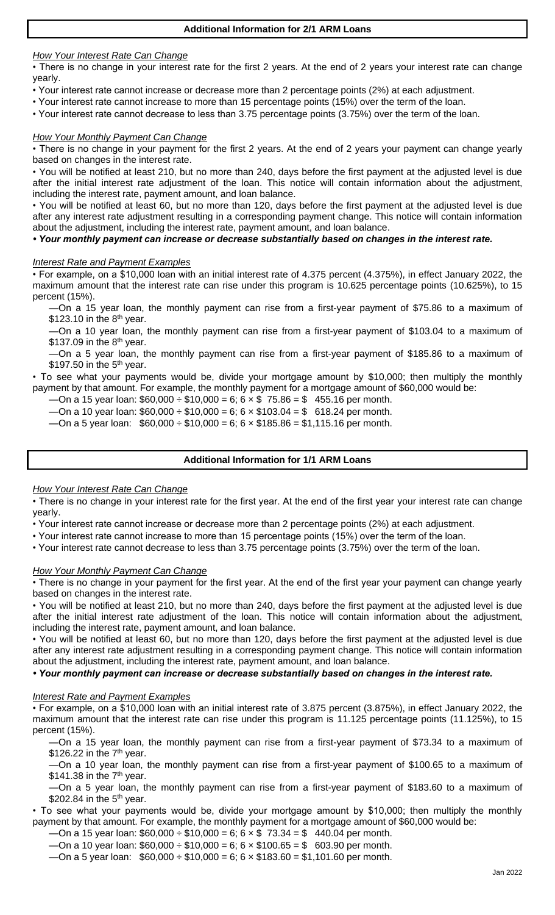## Additional Information for 2/1 ARM Loans

*How Your Interest Rate Can Change*

- There is no change in your interest rate for the first 2 years. At the end of 2 years your interest rate can change yearly.
- Your interest rate cannot increase or decrease more than 2 percentage points (2%) at each adjustment.
- Your interest rate cannot increase to more than 15 percentage points (15%) over the term of the loan.
- Your interest rate cannot decrease to less than 3.75 percentage points (3.75%) over the term of the loan.

*How Your Monthly Payment Can Change*

- There is no change in your payment for the first 2 years. At the end of 2 years your payment can change yearly based on changes in the interest rate.
- You will be notified at least 210, but no more than 240, days before the first payment at the adjusted level is due after the initial interest rate adjustment of the loan. This notice will contain information about the adjustment, including the interest rate, payment amount, and loan balance.
- You will be notified at least 60, but no more than 120, days before the first payment at the adjusted level is due after any interest rate adjustment resulting in a corresponding payment change. This notice will contain information about the adjustment, including the interest rate, payment amount, and loan balance.
- ***Your monthly payment can increase or decrease substantially based on changes in the interest rate.***

*Interest Rate and Payment Examples*

- For example, on a $10,000 loan with an initial interest rate of 4.375 percent (4.375%), in effect January 2022, the maximum amount that the interest rate can rise under this program is 10.625 percentage points (10.625%), to 15 percent (15%).
  - —On a 15 year loan, the monthly payment can rise from a first-year payment of $75.86 to a maximum of $123.10 in the 8th year.
  - —On a 10 year loan, the monthly payment can rise from a first-year payment of $103.04 to a maximum of $137.09 in the 8th year.
  - —On a 5 year loan, the monthly payment can rise from a first-year payment of $185.86 to a maximum of $197.50 in the 5th year.
- To see what your payments would be, divide your mortgage amount by $10,000; then multiply the monthly payment by that amount. For example, the monthly payment for a mortgage amount of $60,000 would be:
  - —On a 15 year loan: $60,000 ÷ $10,000 = 6; 6 × $ 75.86 = $ 455.16 per month.
  - —On a 10 year loan: $60,000 ÷ $10,000 = 6; 6 × $103.04 = $ 618.24 per month.
  - —On a 5 year loan: $60,000 ÷ $10,000 = 6; 6 × $185.86 = $1,115.16 per month.

## Additional Information for 1/1 ARM Loans

*How Your Interest Rate Can Change*

- There is no change in your interest rate for the first year. At the end of the first year your interest rate can change yearly.
- Your interest rate cannot increase or decrease more than 2 percentage points (2%) at each adjustment.
- Your interest rate cannot increase to more than 15 percentage points (15%) over the term of the loan.
- Your interest rate cannot decrease to less than 3.75 percentage points (3.75%) over the term of the loan.

*How Your Monthly Payment Can Change*

- There is no change in your payment for the first year. At the end of the first year your payment can change yearly based on changes in the interest rate.
- You will be notified at least 210, but no more than 240, days before the first payment at the adjusted level is due after the initial interest rate adjustment of the loan. This notice will contain information about the adjustment, including the interest rate, payment amount, and loan balance.
- You will be notified at least 60, but no more than 120, days before the first payment at the adjusted level is due after any interest rate adjustment resulting in a corresponding payment change. This notice will contain information about the adjustment, including the interest rate, payment amount, and loan balance.
- ***Your monthly payment can increase or decrease substantially based on changes in the interest rate.***

*Interest Rate and Payment Examples*

- For example, on a $10,000 loan with an initial interest rate of 3.875 percent (3.875%), in effect January 2022, the maximum amount that the interest rate can rise under this program is 11.125 percentage points (11.125%), to 15 percent (15%).
  - —On a 15 year loan, the monthly payment can rise from a first-year payment of $73.34 to a maximum of $126.22 in the 7th year.
  - —On a 10 year loan, the monthly payment can rise from a first-year payment of $100.65 to a maximum of $141.38 in the 7th year.
  - —On a 5 year loan, the monthly payment can rise from a first-year payment of $183.60 to a maximum of $202.84 in the 5th year.
- To see what your payments would be, divide your mortgage amount by $10,000; then multiply the monthly payment by that amount. For example, the monthly payment for a mortgage amount of $60,000 would be:
  - —On a 15 year loan: $60,000 ÷ $10,000 = 6; 6 × $ 73.34 = $ 440.04 per month.
  - —On a 10 year loan: $60,000 ÷ $10,000 = 6; 6 × $100.65 = $ 603.90 per month.
  - —On a 5 year loan: $60,000 ÷ $10,000 = 6; 6 × $183.60 = $1,101.60 per month.

Jan 2022